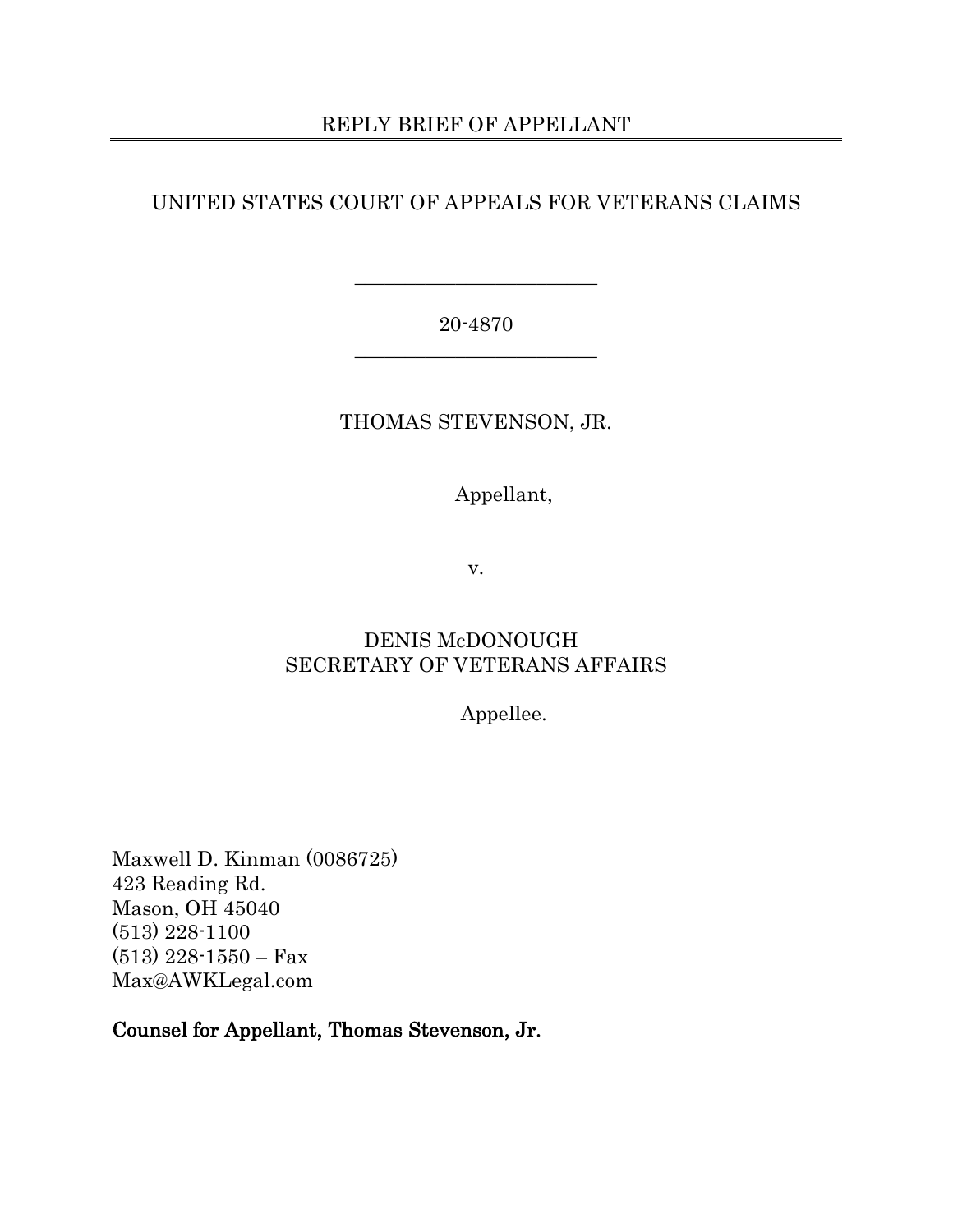# REPLY BRIEF OF APPELLANT

## UNITED STATES COURT OF APPEALS FOR VETERANS CLAIMS

---

20-4870

---

THOMAS STEVENSON, JR.

Appellant,

v.

DENIS McDONOUGH
SECRETARY OF VETERANS AFFAIRS

Appellee.

Maxwell D. Kinman (0086725)
423 Reading Rd.
Mason, OH 45040
(513) 228-1100
(513) 228-1550 – Fax
Max@AWKLegal.com

**Counsel for Appellant, Thomas Stevenson, Jr.**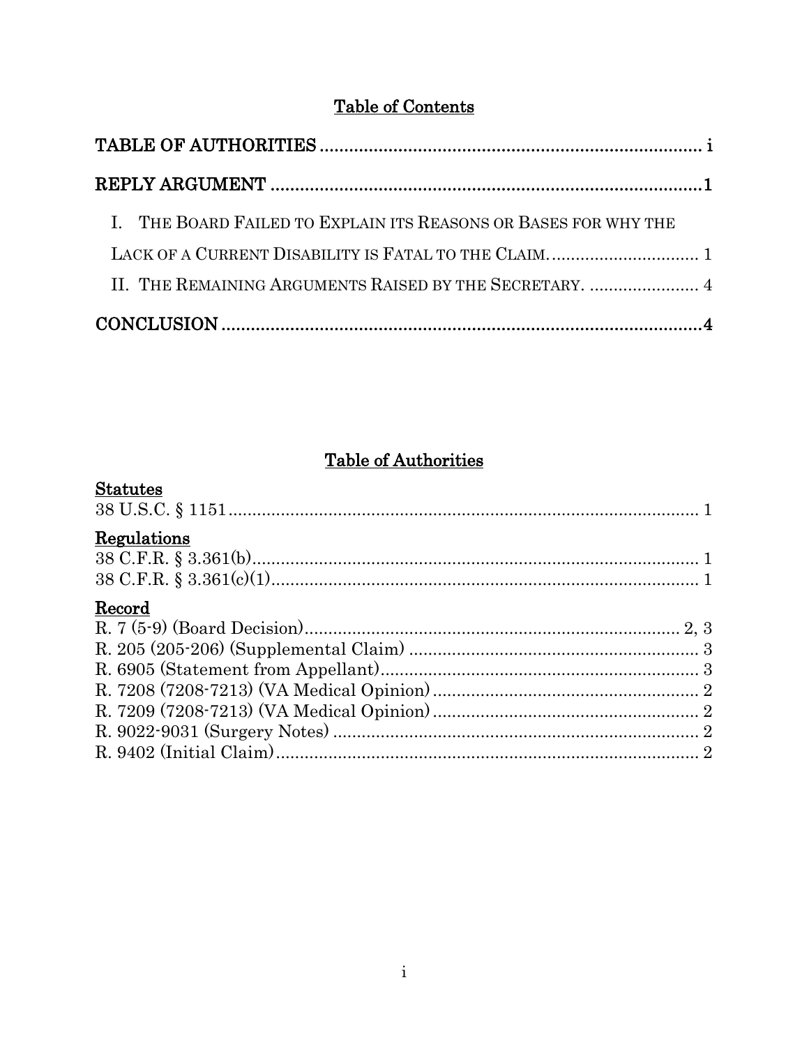## Table of Contents

TABLE OF AUTHORITIES ............................................................................ i

REPLY ARGUMENT .......................................................................................1

I. THE BOARD FAILED TO EXPLAIN ITS REASONS OR BASES FOR WHY THE LACK OF A CURRENT DISABILITY IS FATAL TO THE CLAIM. .............................. 1

II. THE REMAINING ARGUMENTS RAISED BY THE SECRETARY. ....................... 4

CONCLUSION ..................................................................................................4

## Table of Authorities

**Statutes**

38 U.S.C. § 1151 .................................................................................................. 1

**Regulations**

38 C.F.R. § 3.361(b)............................................................................................. 1

38 C.F.R. § 3.361(c)(1).......................................................................................... 1

**Record**

R. 7 (5-9) (Board Decision)................................................................................ 2, 3

R. 205 (205-206) (Supplemental Claim) ............................................................. 3

R. 6905 (Statement from Appellant).................................................................. 3

R. 7208 (7208-7213) (VA Medical Opinion) ........................................................ 2

R. 7209 (7208-7213) (VA Medical Opinion) ........................................................ 2

R. 9022-9031 (Surgery Notes) ............................................................................. 2

R. 9402 (Initial Claim)......................................................................................... 2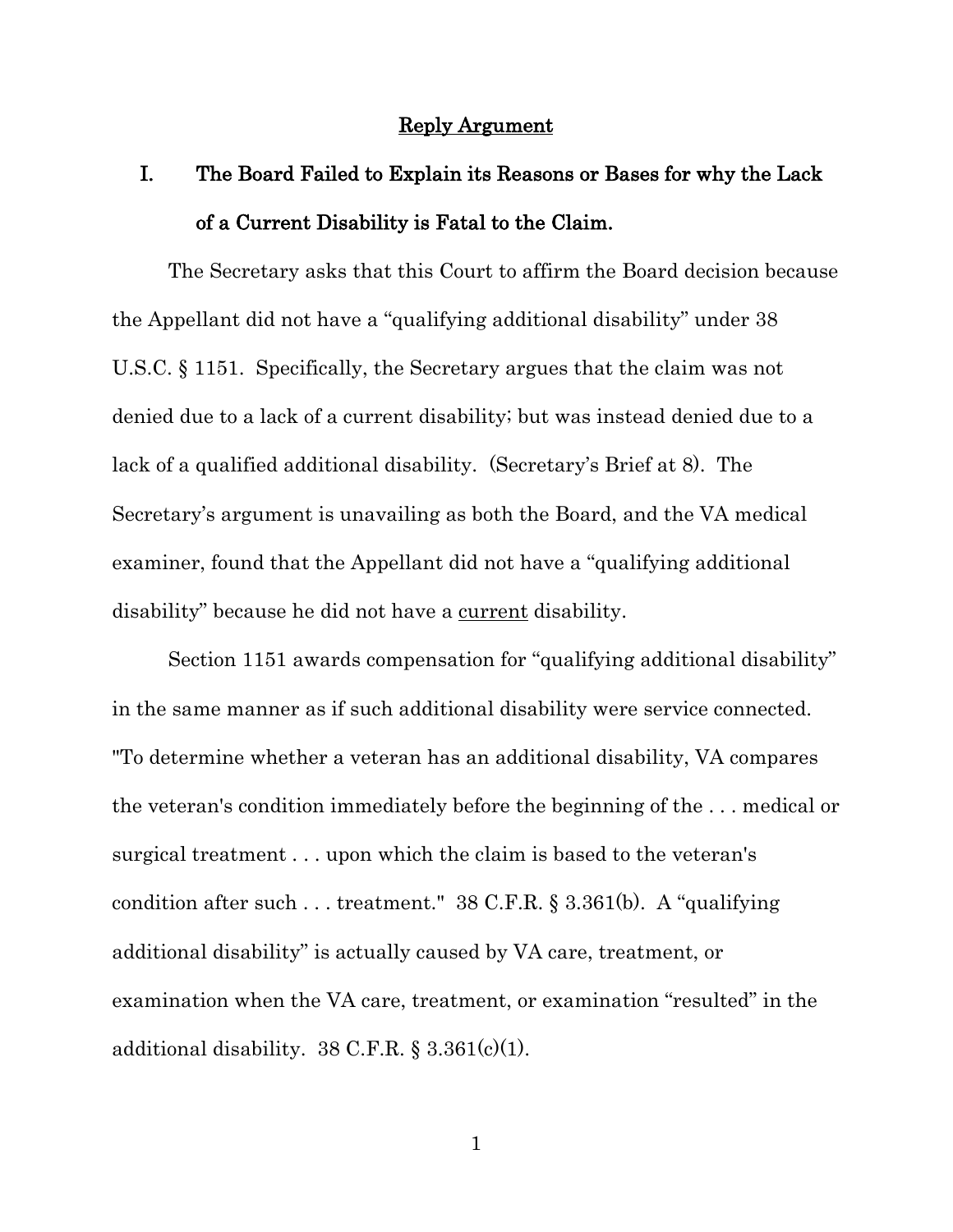## Reply Argument

### I. The Board Failed to Explain its Reasons or Bases for why the Lack of a Current Disability is Fatal to the Claim.

The Secretary asks that this Court to affirm the Board decision because the Appellant did not have a "qualifying additional disability" under 38 U.S.C. § 1151. Specifically, the Secretary argues that the claim was not denied due to a lack of a current disability; but was instead denied due to a lack of a qualified additional disability. (Secretary's Brief at 8). The Secretary's argument is unavailing as both the Board, and the VA medical examiner, found that the Appellant did not have a "qualifying additional disability" because he did not have a <u>current</u> disability.

Section 1151 awards compensation for "qualifying additional disability" in the same manner as if such additional disability were service connected. "To determine whether a veteran has an additional disability, VA compares the veteran's condition immediately before the beginning of the . . . medical or surgical treatment . . . upon which the claim is based to the veteran's condition after such . . . treatment." 38 C.F.R. § 3.361(b). A "qualifying additional disability" is actually caused by VA care, treatment, or examination when the VA care, treatment, or examination "resulted" in the additional disability. 38 C.F.R. § 3.361(c)(1).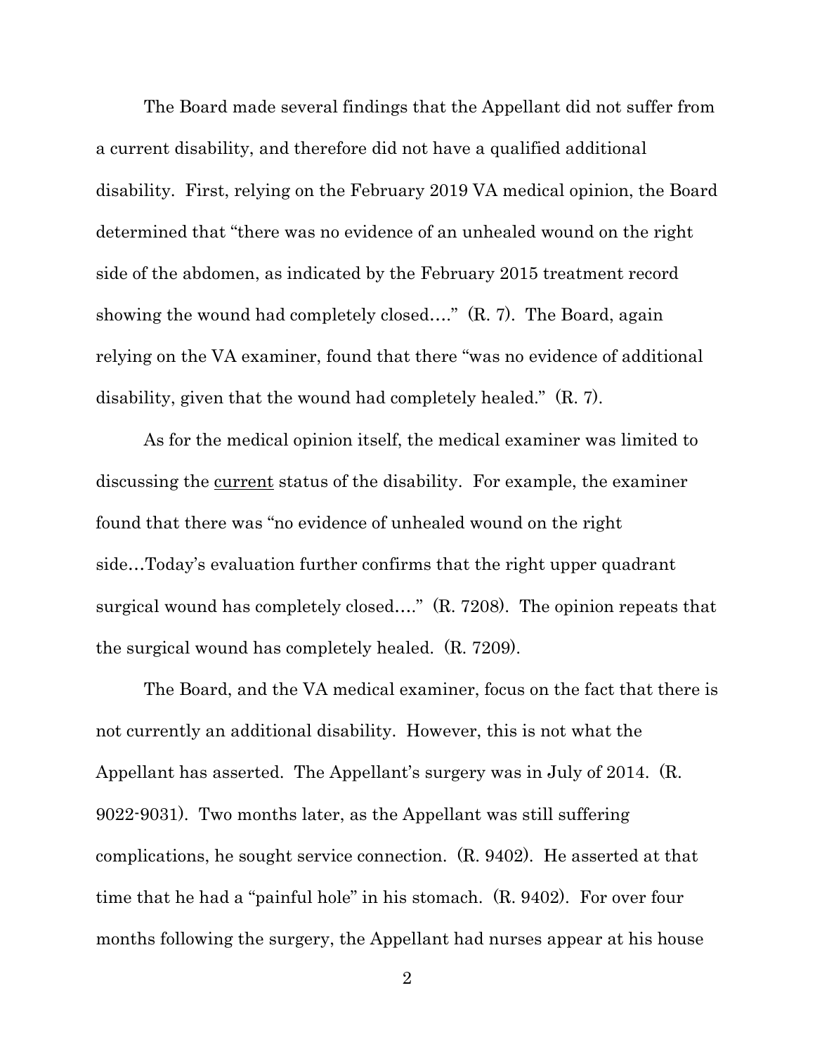The Board made several findings that the Appellant did not suffer from a current disability, and therefore did not have a qualified additional disability. First, relying on the February 2019 VA medical opinion, the Board determined that "there was no evidence of an unhealed wound on the right side of the abdomen, as indicated by the February 2015 treatment record showing the wound had completely closed…." (R. 7). The Board, again relying on the VA examiner, found that there "was no evidence of additional disability, given that the wound had completely healed." (R. 7).

As for the medical opinion itself, the medical examiner was limited to discussing the <u>current</u> status of the disability. For example, the examiner found that there was "no evidence of unhealed wound on the right side…Today's evaluation further confirms that the right upper quadrant surgical wound has completely closed…." (R. 7208). The opinion repeats that the surgical wound has completely healed. (R. 7209).

The Board, and the VA medical examiner, focus on the fact that there is not currently an additional disability. However, this is not what the Appellant has asserted. The Appellant's surgery was in July of 2014. (R. 9022-9031). Two months later, as the Appellant was still suffering complications, he sought service connection. (R. 9402). He asserted at that time that he had a "painful hole" in his stomach. (R. 9402). For over four months following the surgery, the Appellant had nurses appear at his house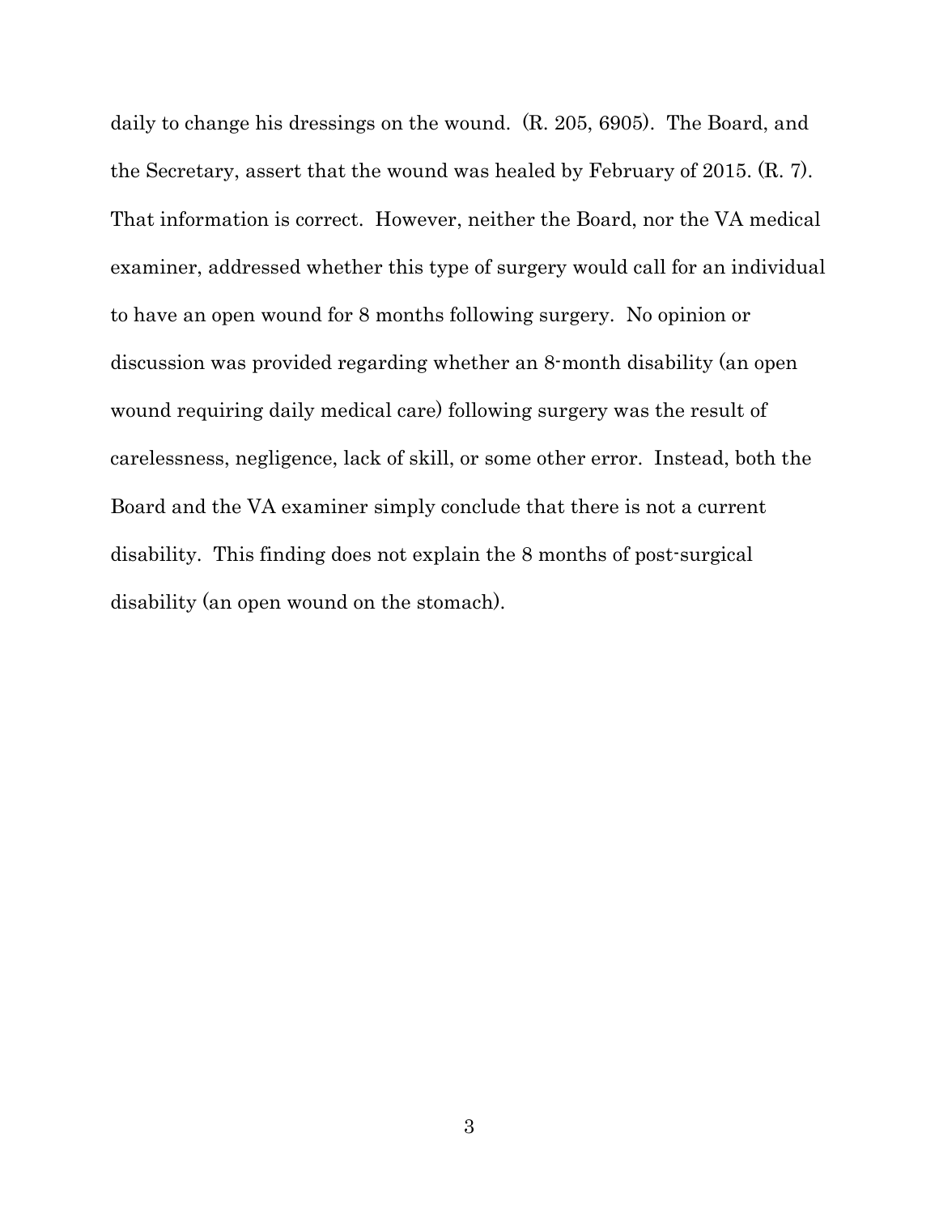daily to change his dressings on the wound. (R. 205, 6905). The Board, and the Secretary, assert that the wound was healed by February of 2015. (R. 7). That information is correct. However, neither the Board, nor the VA medical examiner, addressed whether this type of surgery would call for an individual to have an open wound for 8 months following surgery. No opinion or discussion was provided regarding whether an 8-month disability (an open wound requiring daily medical care) following surgery was the result of carelessness, negligence, lack of skill, or some other error. Instead, both the Board and the VA examiner simply conclude that there is not a current disability. This finding does not explain the 8 months of post-surgical disability (an open wound on the stomach).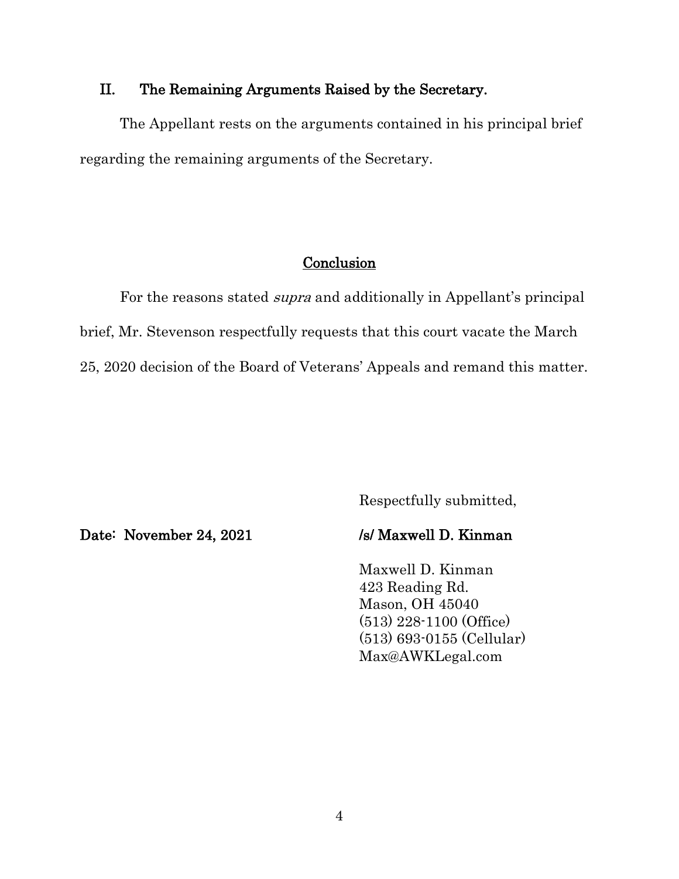## II. The Remaining Arguments Raised by the Secretary.

The Appellant rests on the arguments contained in his principal brief regarding the remaining arguments of the Secretary.

## Conclusion

For the reasons stated *supra* and additionally in Appellant's principal brief, Mr. Stevenson respectfully requests that this court vacate the March 25, 2020 decision of the Board of Veterans' Appeals and remand this matter.

Respectfully submitted,

**Date: November 24, 2021**

**/s/ Maxwell D. Kinman**

Maxwell D. Kinman
423 Reading Rd.
Mason, OH 45040
(513) 228-1100 (Office)
(513) 693-0155 (Cellular)
Max@AWKLegal.com